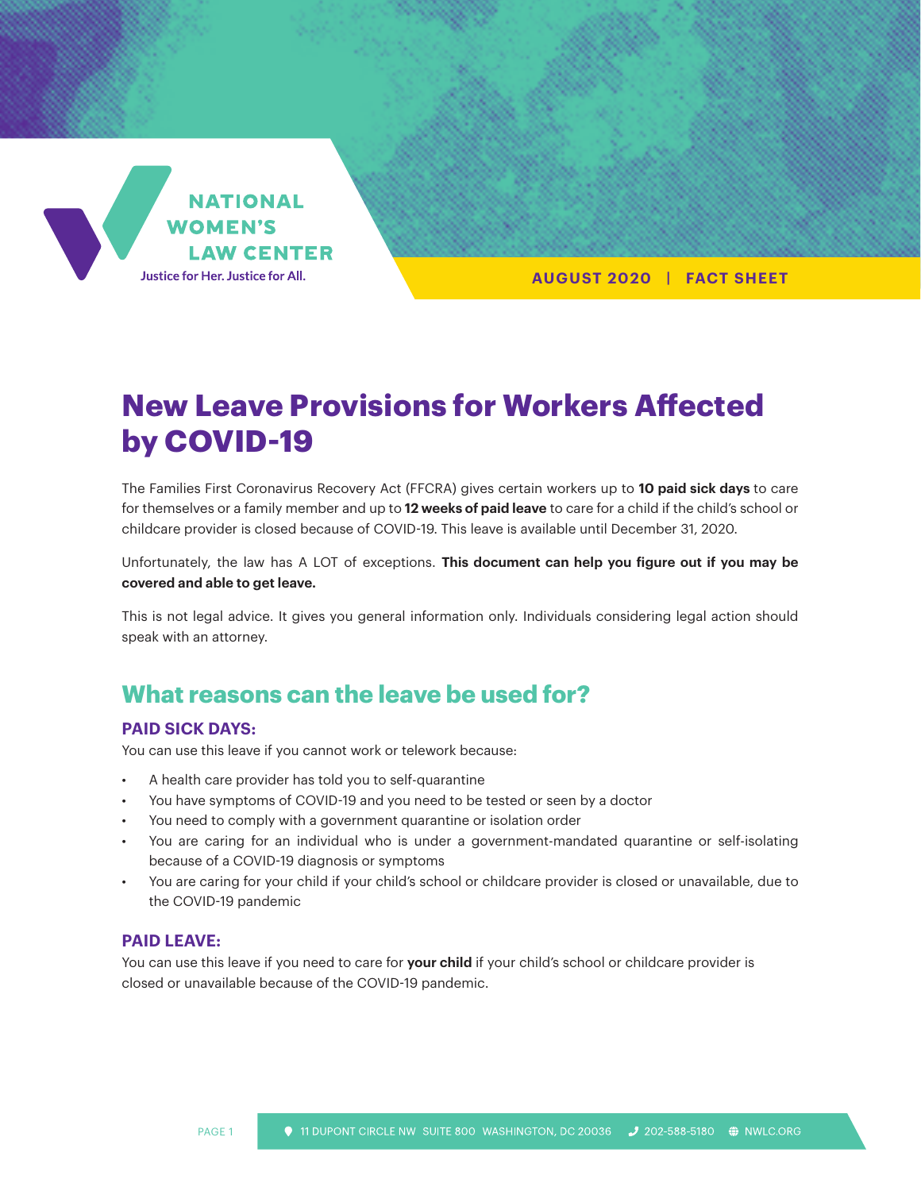NATIONAL WOMEN'S LAW CENTER

Justice for Her. Justice for All.

AUGUST 2020 | FACT SHEET

# New Leave Provisions for Workers Affected by COVID-19

The Families First Coronavirus Recovery Act (FFCRA) gives certain workers up to **10 paid sick days** to care for themselves or a family member and up to **12 weeks of paid leave** to care for a child if the child's school or childcare provider is closed because of COVID-19. This leave is available until December 31, 2020.

Unfortunately, the law has A LOT of exceptions. **This document can help you figure out if you may be covered and able to get leave.**

This is not legal advice. It gives you general information only. Individuals considering legal action should speak with an attorney.

## What reasons can the leave be used for?

### PAID SICK DAYS:

You can use this leave if you cannot work or telework because:

- A health care provider has told you to self-quarantine
- You have symptoms of COVID-19 and you need to be tested or seen by a doctor
- You need to comply with a government quarantine or isolation order
- You are caring for an individual who is under a government-mandated quarantine or self-isolating because of a COVID-19 diagnosis or symptoms
- You are caring for your child if your child's school or childcare provider is closed or unavailable, due to the COVID-19 pandemic

### PAID LEAVE:

You can use this leave if you need to care for **your child** if your child's school or childcare provider is closed or unavailable because of the COVID-19 pandemic.

11 DUPONT CIRCLE NW SUITE 800 WASHINGTON, DC 20036 202-588-5180 NWLC.ORG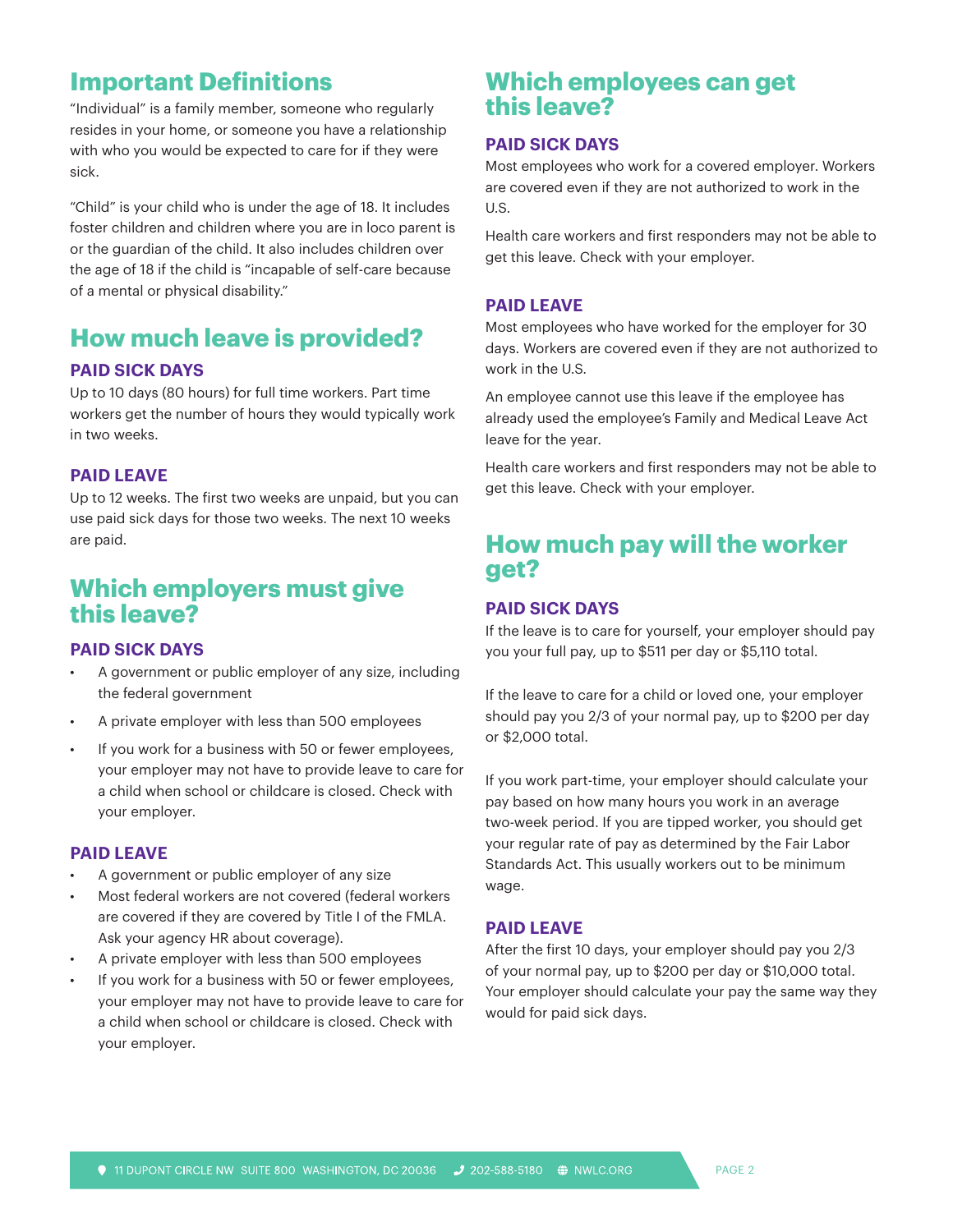## Important Definitions

"Individual" is a family member, someone who regularly resides in your home, or someone you have a relationship with who you would be expected to care for if they were sick.

"Child" is your child who is under the age of 18. It includes foster children and children where you are in loco parent is or the guardian of the child. It also includes children over the age of 18 if the child is "incapable of self-care because of a mental or physical disability."

## How much leave is provided?

### PAID SICK DAYS

Up to 10 days (80 hours) for full time workers. Part time workers get the number of hours they would typically work in two weeks.

### PAID LEAVE

Up to 12 weeks. The first two weeks are unpaid, but you can use paid sick days for those two weeks. The next 10 weeks are paid.

## Which employers must give this leave?

### PAID SICK DAYS

- A government or public employer of any size, including the federal government
- A private employer with less than 500 employees
- If you work for a business with 50 or fewer employees, your employer may not have to provide leave to care for a child when school or childcare is closed. Check with your employer.

### PAID LEAVE

- A government or public employer of any size
- Most federal workers are not covered (federal workers are covered if they are covered by Title I of the FMLA. Ask your agency HR about coverage).
- A private employer with less than 500 employees
- If you work for a business with 50 or fewer employees, your employer may not have to provide leave to care for a child when school or childcare is closed. Check with your employer.

## Which employees can get this leave?

### PAID SICK DAYS

Most employees who work for a covered employer. Workers are covered even if they are not authorized to work in the U.S.

Health care workers and first responders may not be able to get this leave. Check with your employer.

### PAID LEAVE

Most employees who have worked for the employer for 30 days. Workers are covered even if they are not authorized to work in the U.S.

An employee cannot use this leave if the employee has already used the employee's Family and Medical Leave Act leave for the year.

Health care workers and first responders may not be able to get this leave. Check with your employer.

## How much pay will the worker get?

### PAID SICK DAYS

If the leave is to care for yourself, your employer should pay you your full pay, up to $511 per day or $5,110 total.

If the leave to care for a child or loved one, your employer should pay you 2/3 of your normal pay, up to $200 per day or $2,000 total.

If you work part-time, your employer should calculate your pay based on how many hours you work in an average two-week period. If you are tipped worker, you should get your regular rate of pay as determined by the Fair Labor Standards Act. This usually workers out to be minimum wage.

### PAID LEAVE

After the first 10 days, your employer should pay you 2/3 of your normal pay, up to $200 per day or $10,000 total. Your employer should calculate your pay the same way they would for paid sick days.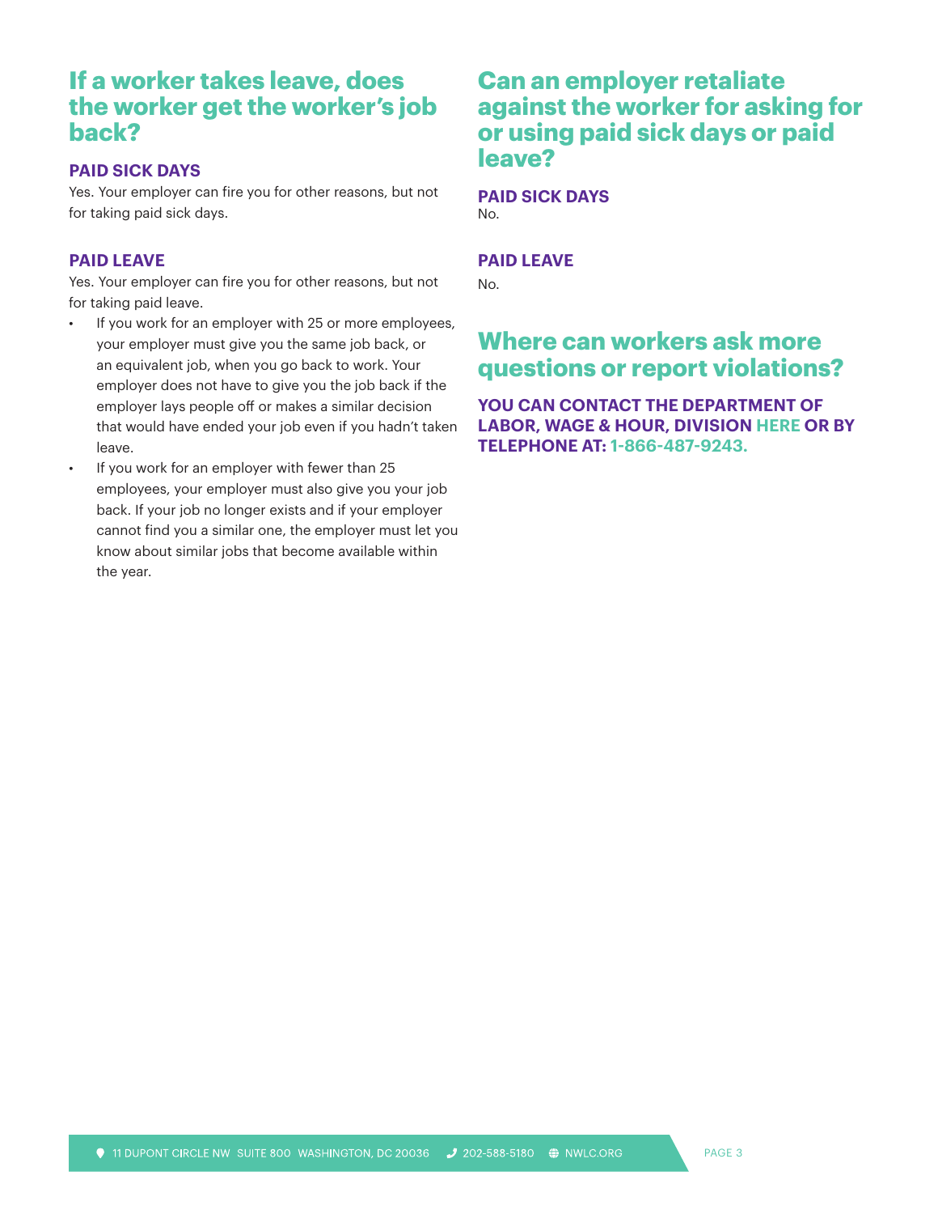## If a worker takes leave, does the worker get the worker's job back?

### PAID SICK DAYS

Yes. Your employer can fire you for other reasons, but not for taking paid sick days.

### PAID LEAVE

Yes. Your employer can fire you for other reasons, but not for taking paid leave.

- If you work for an employer with 25 or more employees, your employer must give you the same job back, or an equivalent job, when you go back to work. Your employer does not have to give you the job back if the employer lays people off or makes a similar decision that would have ended your job even if you hadn't taken leave.
- If you work for an employer with fewer than 25 employees, your employer must also give you your job back. If your job no longer exists and if your employer cannot find you a similar one, the employer must let you know about similar jobs that become available within the year.

## Can an employer retaliate against the worker for asking for or using paid sick days or paid leave?

### PAID SICK DAYS

No.

### PAID LEAVE

No.

## Where can workers ask more questions or report violations?

**YOU CAN CONTACT THE DEPARTMENT OF LABOR, WAGE & HOUR, DIVISION HERE OR BY TELEPHONE AT: 1-866-487-9243.**